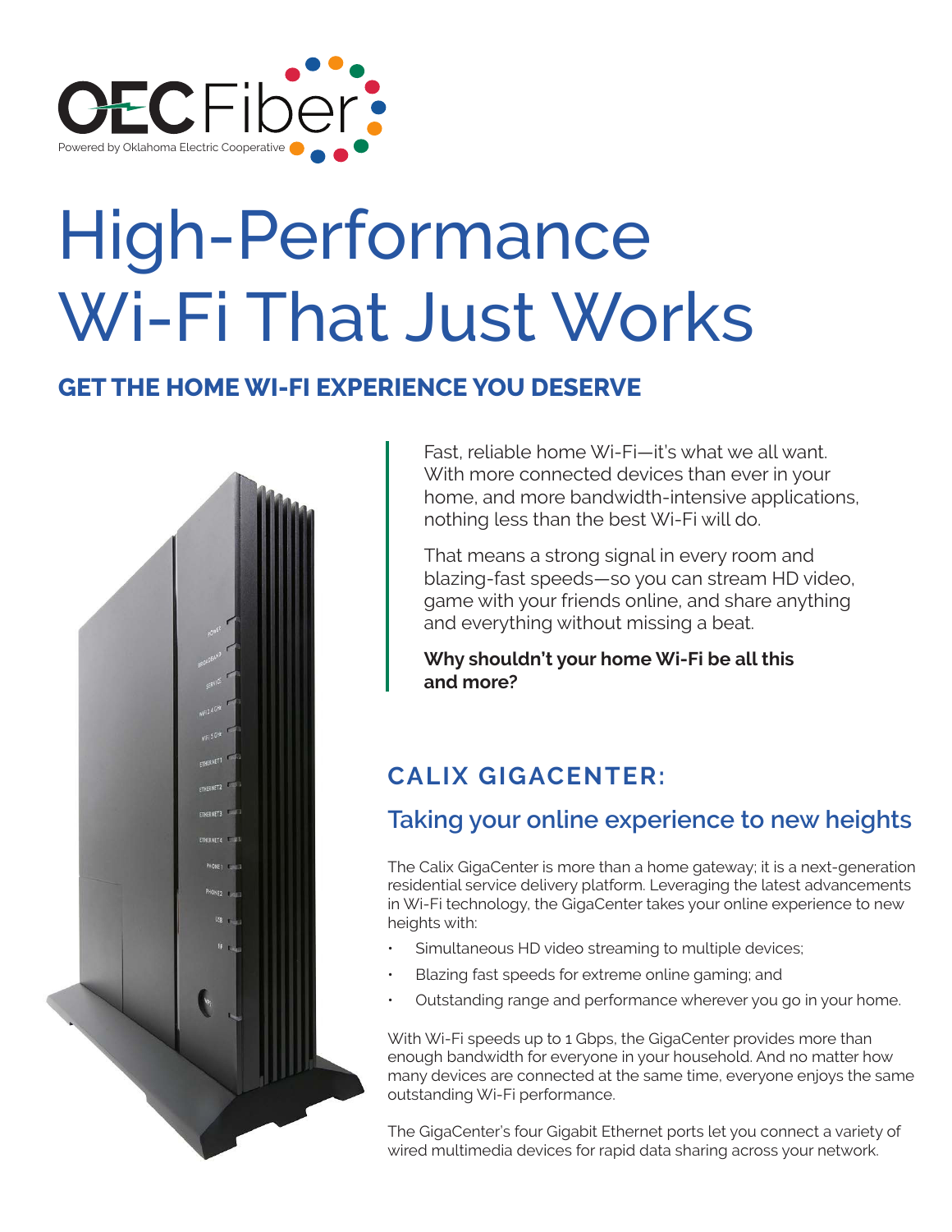OECFiber

Powered by Oklahoma Electric Cooperative

# High-Performance Wi-Fi That Just Works

## GET THE HOME WI-FI EXPERIENCE YOU DESERVE

Fast, reliable home Wi-Fi—it's what we all want. With more connected devices than ever in your home, and more bandwidth-intensive applications, nothing less than the best Wi-Fi will do.

That means a strong signal in every room and blazing-fast speeds—so you can stream HD video, game with your friends online, and share anything and everything without missing a beat.

**Why shouldn't your home Wi-Fi be all this and more?**

## CALIX GIGACENTER:

### Taking your online experience to new heights

The Calix GigaCenter is more than a home gateway; it is a next-generation residential service delivery platform. Leveraging the latest advancements in Wi-Fi technology, the GigaCenter takes your online experience to new heights with:

- Simultaneous HD video streaming to multiple devices;
- Blazing fast speeds for extreme online gaming; and
- Outstanding range and performance wherever you go in your home.

With Wi-Fi speeds up to 1 Gbps, the GigaCenter provides more than enough bandwidth for everyone in your household. And no matter how many devices are connected at the same time, everyone enjoys the same outstanding Wi-Fi performance.

The GigaCenter's four Gigabit Ethernet ports let you connect a variety of wired multimedia devices for rapid data sharing across your network.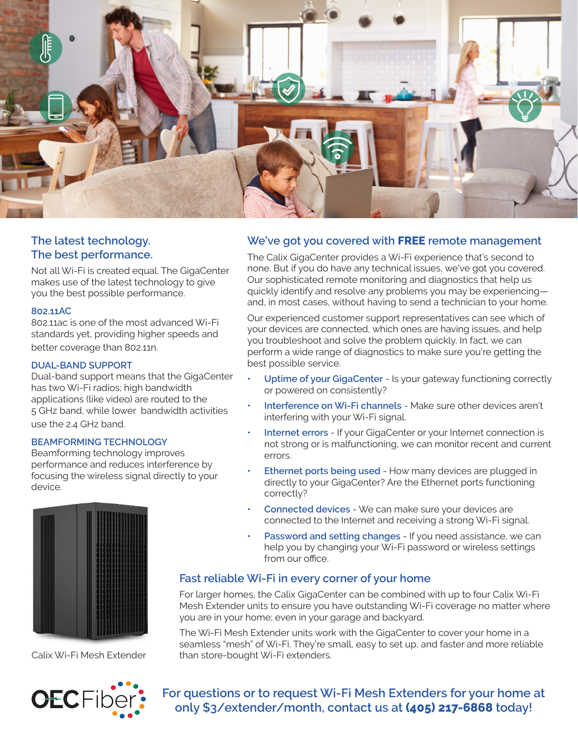## The latest technology. The best performance.

Not all Wi-Fi is created equal. The GigaCenter makes use of the latest technology to give you the best possible performance.

### 802.11AC

802.11ac is one of the most advanced Wi-Fi standards yet, providing higher speeds and better coverage than 802.11n.

### DUAL-BAND SUPPORT

Dual-band support means that the GigaCenter has two Wi-Fi radios; high bandwidth applications (like video) are routed to the 5 GHz band, while lower bandwidth activities use the 2.4 GHz band.

### BEAMFORMING TECHNOLOGY

Beamforming technology improves performance and reduces interference by focusing the wireless signal directly to your device.

Calix Wi-Fi Mesh Extender

## We've got you covered with **FREE** remote management

The Calix GigaCenter provides a Wi-Fi experience that's second to none. But if you do have any technical issues, we've got you covered. Our sophisticated remote monitoring and diagnostics that help us quickly identify and resolve any problems you may be experiencing—and, in most cases, without having to send a technician to your home.

Our experienced customer support representatives can see which of your devices are connected, which ones are having issues, and help you troubleshoot and solve the problem quickly. In fact, we can perform a wide range of diagnostics to make sure you're getting the best possible service.

- **Uptime of your GigaCenter** - Is your gateway functioning correctly or powered on consistently?
- **Interference on Wi-Fi channels** - Make sure other devices aren't interfering with your Wi-Fi signal.
- **Internet errors** - If your GigaCenter or your Internet connection is not strong or is malfunctioning, we can monitor recent and current errors.
- **Ethernet ports being used** - How many devices are plugged in directly to your GigaCenter? Are the Ethernet ports functioning correctly?
- **Connected devices** - We can make sure your devices are connected to the Internet and receiving a strong Wi-Fi signal.
- **Password and setting changes** - If you need assistance, we can help you by changing your Wi-Fi password or wireless settings from our office.

## Fast reliable Wi-Fi in every corner of your home

For larger homes, the Calix GigaCenter can be combined with up to four Calix Wi-Fi Mesh Extender units to ensure you have outstanding Wi-Fi coverage no matter where you are in your home; even in your garage and backyard.

The Wi-Fi Mesh Extender units work with the GigaCenter to cover your home in a seamless "mesh" of Wi-Fi. They're small, easy to set up, and faster and more reliable than store-bought Wi-Fi extenders.

OECFiber

**For questions or to request Wi-Fi Mesh Extenders for your home at only $3/extender/month, contact us at (405) 217-6868 today!**